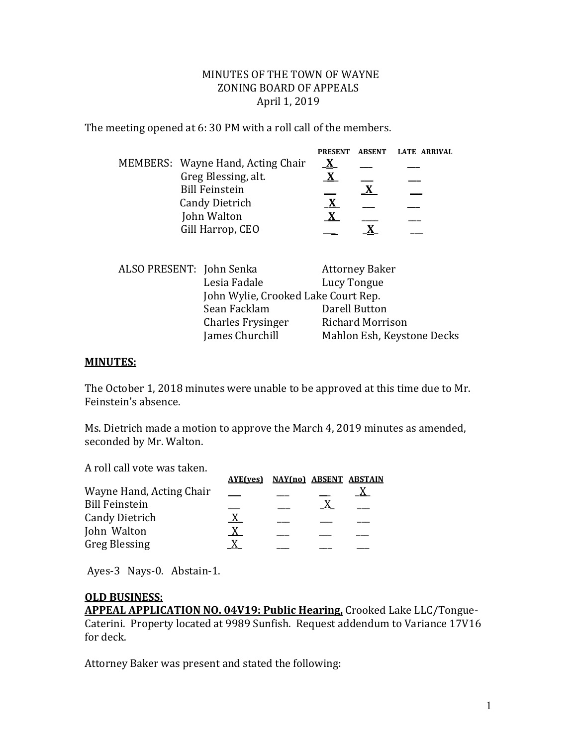MINUTES OF THE TOWN OF WAYNE
ZONING BOARD OF APPEALS
April 1, 2019

The meeting opened at 6: 30 PM with a roll call of the members.

| MEMBERS: | | PRESENT | ABSENT | LATE ARRIVAL |
|---|---|---|---|---|
| | Wayne Hand, Acting Chair | X | | |
| | Greg Blessing, alt. | X | | |
| | Bill Feinstein | | X | |
| | Candy Dietrich | X | | |
| | John Walton | X | | |
| | Gill Harrop, CEO | | X | |

| ALSO PRESENT: | | |
|---|---|---|
| | John Senka | Attorney Baker |
| | Lesia Fadale | Lucy Tongue |
| | John Wylie, Crooked Lake Court Rep. | |
| | Sean Facklam | Darell Button |
| | Charles Frysinger | Richard Morrison |
| | James Churchill | Mahlon Esh, Keystone Decks |

**MINUTES:**

The October 1, 2018 minutes were unable to be approved at this time due to Mr. Feinstein's absence.

Ms. Dietrich made a motion to approve the March 4, 2019 minutes as amended, seconded by Mr. Walton.

A roll call vote was taken.

| | AYE(yes) | NAY(no) | ABSENT | ABSTAIN |
|---|---|---|---|---|
| Wayne Hand, Acting Chair | | | | X |
| Bill Feinstein | | | X | |
| Candy Dietrich | X | | | |
| John Walton | X | | | |
| Greg Blessing | X | | | |

Ayes-3 Nays-0. Abstain-1.

**OLD BUSINESS:**

**APPEAL APPLICATION NO. 04V19: Public Hearing,** Crooked Lake LLC/Tongue-Caterini. Property located at 9989 Sunfish. Request addendum to Variance 17V16 for deck.

Attorney Baker was present and stated the following: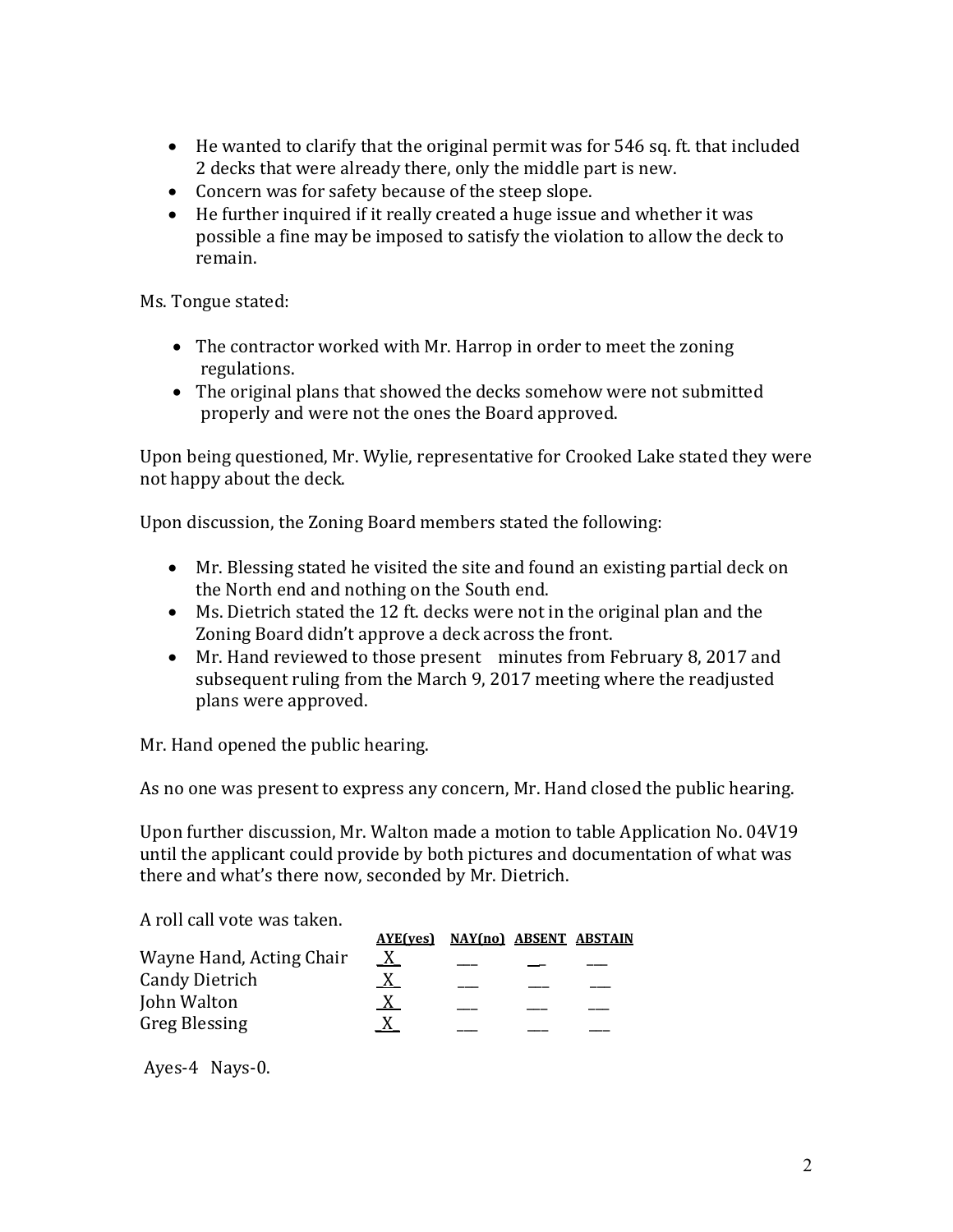- He wanted to clarify that the original permit was for 546 sq. ft. that included 2 decks that were already there, only the middle part is new.
- Concern was for safety because of the steep slope.
- He further inquired if it really created a huge issue and whether it was possible a fine may be imposed to satisfy the violation to allow the deck to remain.

Ms. Tongue stated:

- The contractor worked with Mr. Harrop in order to meet the zoning regulations.
- The original plans that showed the decks somehow were not submitted properly and were not the ones the Board approved.

Upon being questioned, Mr. Wylie, representative for Crooked Lake stated they were not happy about the deck.

Upon discussion, the Zoning Board members stated the following:

- Mr. Blessing stated he visited the site and found an existing partial deck on the North end and nothing on the South end.
- Ms. Dietrich stated the 12 ft. decks were not in the original plan and the Zoning Board didn't approve a deck across the front.
- Mr. Hand reviewed to those present minutes from February 8, 2017 and subsequent ruling from the March 9, 2017 meeting where the readjusted plans were approved.

Mr. Hand opened the public hearing.

As no one was present to express any concern, Mr. Hand closed the public hearing.

Upon further discussion, Mr. Walton made a motion to table Application No. 04V19 until the applicant could provide by both pictures and documentation of what was there and what's there now, seconded by Mr. Dietrich.

A roll call vote was taken.

| | AYE(yes) | NAY(no) | ABSENT | ABSTAIN |
|---|---|---|---|---|
| Wayne Hand, Acting Chair | X | | | |
| Candy Dietrich | X | | | |
| John Walton | X | | | |
| Greg Blessing | X | | | |

Ayes-4 Nays-0.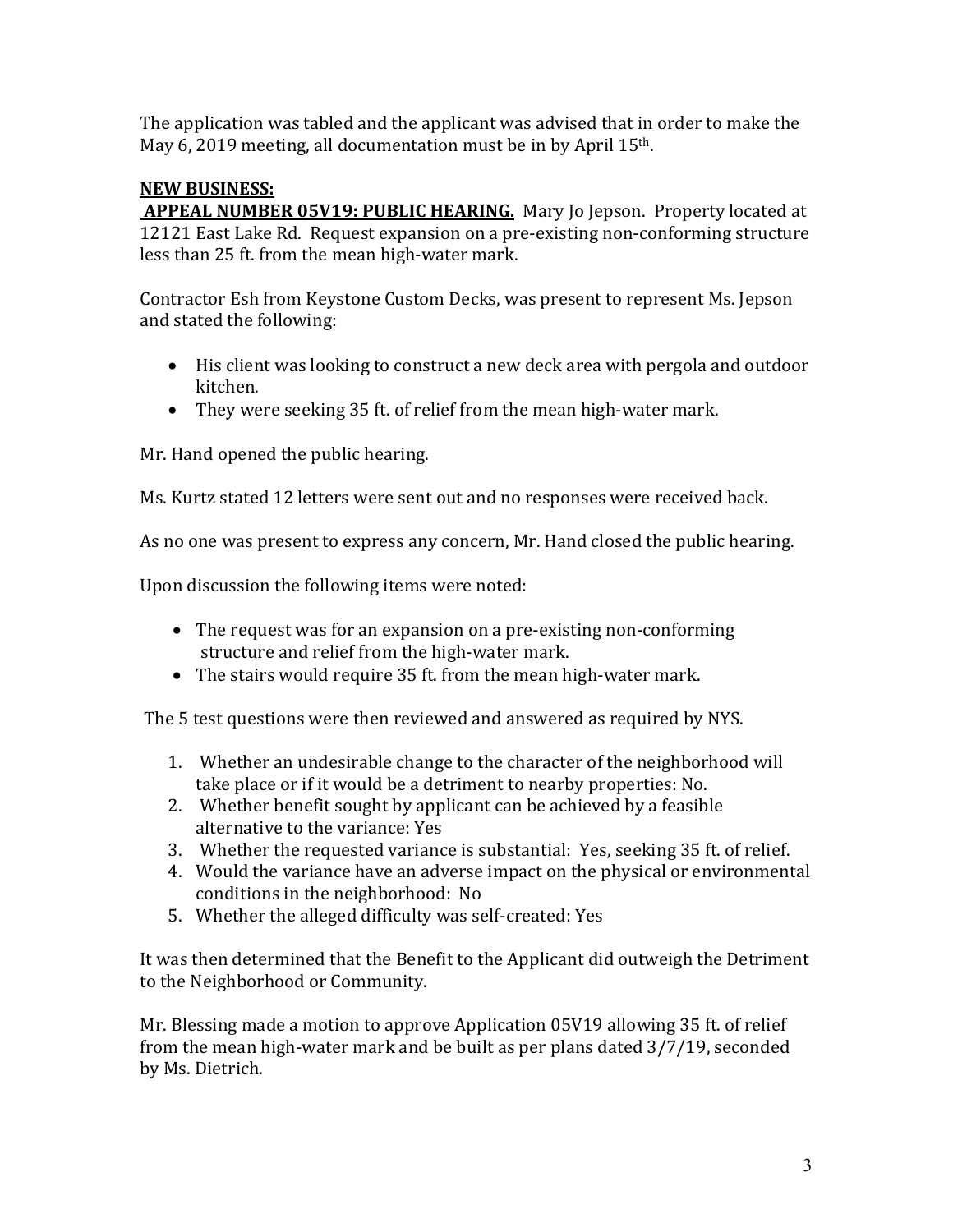The application was tabled and the applicant was advised that in order to make the May 6, 2019 meeting, all documentation must be in by April 15th.

**NEW BUSINESS:**

**APPEAL NUMBER 05V19: PUBLIC HEARING.** Mary Jo Jepson. Property located at 12121 East Lake Rd. Request expansion on a pre-existing non-conforming structure less than 25 ft. from the mean high-water mark.

Contractor Esh from Keystone Custom Decks, was present to represent Ms. Jepson and stated the following:

- His client was looking to construct a new deck area with pergola and outdoor kitchen.
- They were seeking 35 ft. of relief from the mean high-water mark.

Mr. Hand opened the public hearing.

Ms. Kurtz stated 12 letters were sent out and no responses were received back.

As no one was present to express any concern, Mr. Hand closed the public hearing.

Upon discussion the following items were noted:

- The request was for an expansion on a pre-existing non-conforming structure and relief from the high-water mark.
- The stairs would require 35 ft. from the mean high-water mark.

The 5 test questions were then reviewed and answered as required by NYS.

1. Whether an undesirable change to the character of the neighborhood will take place or if it would be a detriment to nearby properties: No.
2. Whether benefit sought by applicant can be achieved by a feasible alternative to the variance: Yes
3. Whether the requested variance is substantial: Yes, seeking 35 ft. of relief.
4. Would the variance have an adverse impact on the physical or environmental conditions in the neighborhood: No
5. Whether the alleged difficulty was self-created: Yes

It was then determined that the Benefit to the Applicant did outweigh the Detriment to the Neighborhood or Community.

Mr. Blessing made a motion to approve Application 05V19 allowing 35 ft. of relief from the mean high-water mark and be built as per plans dated 3/7/19, seconded by Ms. Dietrich.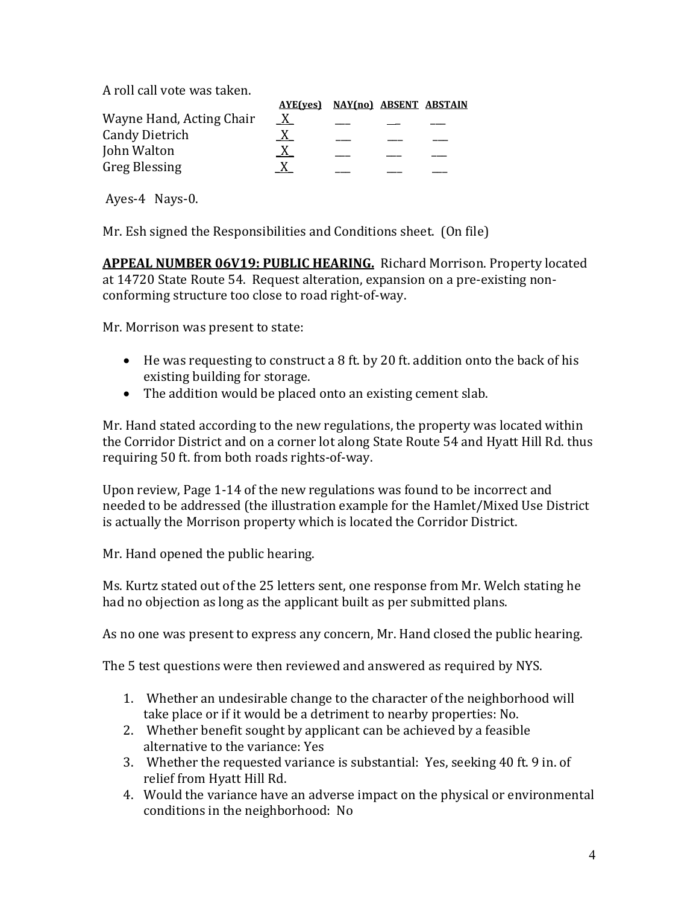A roll call vote was taken.

| | AYE(yes) | NAY(no) | ABSENT | ABSTAIN |
|---|---|---|---|---|
| Wayne Hand, Acting Chair | X | | | |
| Candy Dietrich | X | | | |
| John Walton | X | | | |
| Greg Blessing | X | | | |

Ayes-4 Nays-0.

Mr. Esh signed the Responsibilities and Conditions sheet. (On file)

**APPEAL NUMBER 06V19: PUBLIC HEARING.** Richard Morrison. Property located at 14720 State Route 54. Request alteration, expansion on a pre-existing non-conforming structure too close to road right-of-way.

Mr. Morrison was present to state:

- He was requesting to construct a 8 ft. by 20 ft. addition onto the back of his existing building for storage.
- The addition would be placed onto an existing cement slab.

Mr. Hand stated according to the new regulations, the property was located within the Corridor District and on a corner lot along State Route 54 and Hyatt Hill Rd. thus requiring 50 ft. from both roads rights-of-way.

Upon review, Page 1-14 of the new regulations was found to be incorrect and needed to be addressed (the illustration example for the Hamlet/Mixed Use District is actually the Morrison property which is located the Corridor District.

Mr. Hand opened the public hearing.

Ms. Kurtz stated out of the 25 letters sent, one response from Mr. Welch stating he had no objection as long as the applicant built as per submitted plans.

As no one was present to express any concern, Mr. Hand closed the public hearing.

The 5 test questions were then reviewed and answered as required by NYS.

1. Whether an undesirable change to the character of the neighborhood will take place or if it would be a detriment to nearby properties: No.
2. Whether benefit sought by applicant can be achieved by a feasible alternative to the variance: Yes
3. Whether the requested variance is substantial: Yes, seeking 40 ft. 9 in. of relief from Hyatt Hill Rd.
4. Would the variance have an adverse impact on the physical or environmental conditions in the neighborhood: No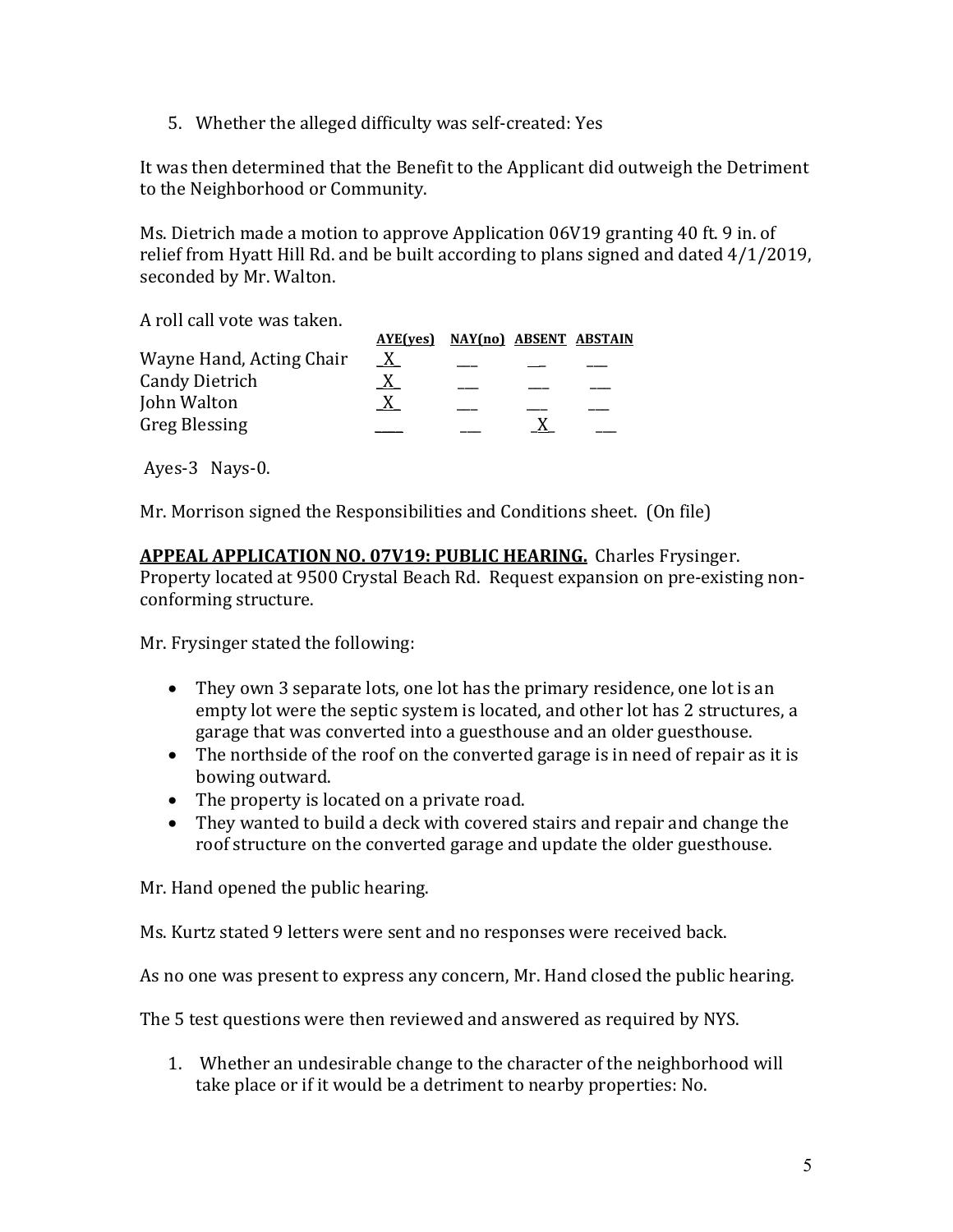5. Whether the alleged difficulty was self-created: Yes

It was then determined that the Benefit to the Applicant did outweigh the Detriment to the Neighborhood or Community.

Ms. Dietrich made a motion to approve Application 06V19 granting 40 ft. 9 in. of relief from Hyatt Hill Rd. and be built according to plans signed and dated 4/1/2019, seconded by Mr. Walton.

A roll call vote was taken.

| | AYE(yes) | NAY(no) | ABSENT | ABSTAIN |
|---|---|---|---|---|
| Wayne Hand, Acting Chair | X | | | |
| Candy Dietrich | X | | | |
| John Walton | X | | | |
| Greg Blessing | | | X | |

Ayes-3 Nays-0.

Mr. Morrison signed the Responsibilities and Conditions sheet. (On file)

**APPEAL APPLICATION NO. 07V19: PUBLIC HEARING.** Charles Frysinger. Property located at 9500 Crystal Beach Rd. Request expansion on pre-existing non-conforming structure.

Mr. Frysinger stated the following:

- They own 3 separate lots, one lot has the primary residence, one lot is an empty lot were the septic system is located, and other lot has 2 structures, a garage that was converted into a guesthouse and an older guesthouse.
- The northside of the roof on the converted garage is in need of repair as it is bowing outward.
- The property is located on a private road.
- They wanted to build a deck with covered stairs and repair and change the roof structure on the converted garage and update the older guesthouse.

Mr. Hand opened the public hearing.

Ms. Kurtz stated 9 letters were sent and no responses were received back.

As no one was present to express any concern, Mr. Hand closed the public hearing.

The 5 test questions were then reviewed and answered as required by NYS.

1. Whether an undesirable change to the character of the neighborhood will take place or if it would be a detriment to nearby properties: No.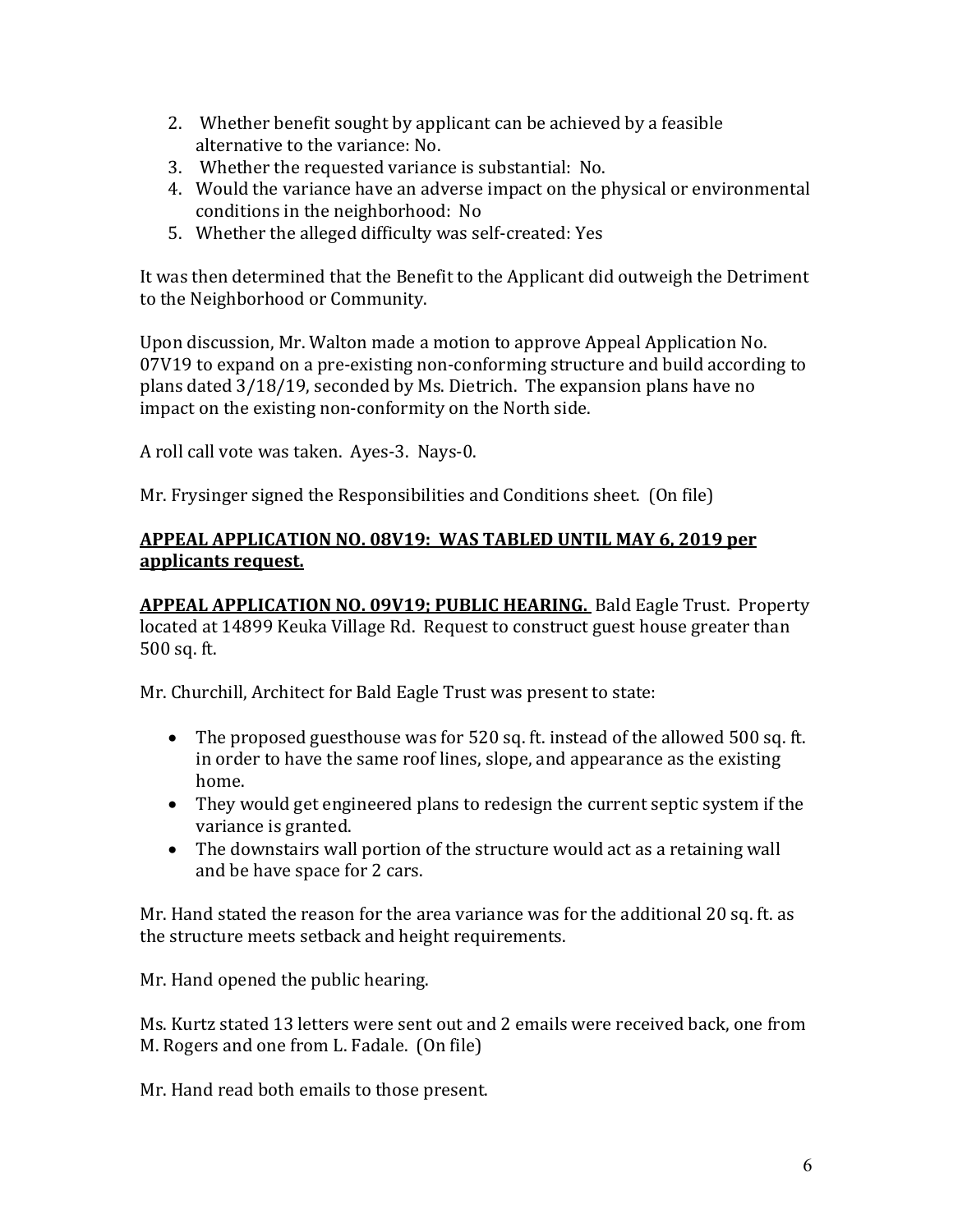2. Whether benefit sought by applicant can be achieved by a feasible alternative to the variance: No.
3. Whether the requested variance is substantial: No.
4. Would the variance have an adverse impact on the physical or environmental conditions in the neighborhood: No
5. Whether the alleged difficulty was self-created: Yes

It was then determined that the Benefit to the Applicant did outweigh the Detriment to the Neighborhood or Community.

Upon discussion, Mr. Walton made a motion to approve Appeal Application No. 07V19 to expand on a pre-existing non-conforming structure and build according to plans dated 3/18/19, seconded by Ms. Dietrich. The expansion plans have no impact on the existing non-conformity on the North side.

A roll call vote was taken. Ayes-3. Nays-0.

Mr. Frysinger signed the Responsibilities and Conditions sheet. (On file)

**APPEAL APPLICATION NO. 08V19: WAS TABLED UNTIL MAY 6, 2019 per applicants request.**

**APPEAL APPLICATION NO. 09V19; PUBLIC HEARING.** Bald Eagle Trust. Property located at 14899 Keuka Village Rd. Request to construct guest house greater than 500 sq. ft.

Mr. Churchill, Architect for Bald Eagle Trust was present to state:

- The proposed guesthouse was for 520 sq. ft. instead of the allowed 500 sq. ft. in order to have the same roof lines, slope, and appearance as the existing home.
- They would get engineered plans to redesign the current septic system if the variance is granted.
- The downstairs wall portion of the structure would act as a retaining wall and be have space for 2 cars.

Mr. Hand stated the reason for the area variance was for the additional 20 sq. ft. as the structure meets setback and height requirements.

Mr. Hand opened the public hearing.

Ms. Kurtz stated 13 letters were sent out and 2 emails were received back, one from M. Rogers and one from L. Fadale. (On file)

Mr. Hand read both emails to those present.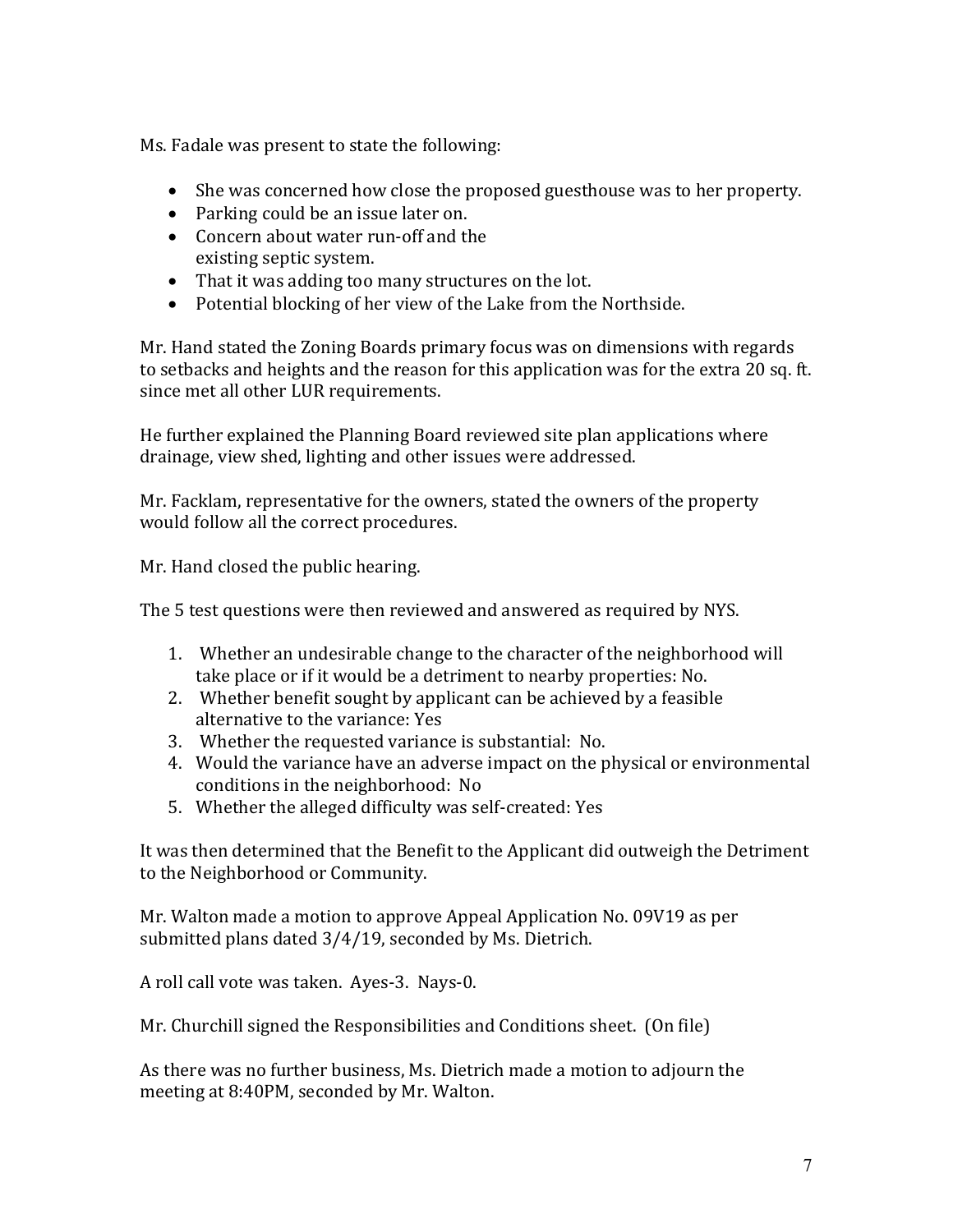Ms. Fadale was present to state the following:

- She was concerned how close the proposed guesthouse was to her property.
- Parking could be an issue later on.
- Concern about water run-off and the existing septic system.
- That it was adding too many structures on the lot.
- Potential blocking of her view of the Lake from the Northside.

Mr. Hand stated the Zoning Boards primary focus was on dimensions with regards to setbacks and heights and the reason for this application was for the extra 20 sq. ft. since met all other LUR requirements.

He further explained the Planning Board reviewed site plan applications where drainage, view shed, lighting and other issues were addressed.

Mr. Facklam, representative for the owners, stated the owners of the property would follow all the correct procedures.

Mr. Hand closed the public hearing.

The 5 test questions were then reviewed and answered as required by NYS.

1. Whether an undesirable change to the character of the neighborhood will take place or if it would be a detriment to nearby properties: No.
2. Whether benefit sought by applicant can be achieved by a feasible alternative to the variance: Yes
3. Whether the requested variance is substantial: No.
4. Would the variance have an adverse impact on the physical or environmental conditions in the neighborhood: No
5. Whether the alleged difficulty was self-created: Yes

It was then determined that the Benefit to the Applicant did outweigh the Detriment to the Neighborhood or Community.

Mr. Walton made a motion to approve Appeal Application No. 09V19 as per submitted plans dated 3/4/19, seconded by Ms. Dietrich.

A roll call vote was taken. Ayes-3. Nays-0.

Mr. Churchill signed the Responsibilities and Conditions sheet. (On file)

As there was no further business, Ms. Dietrich made a motion to adjourn the meeting at 8:40PM, seconded by Mr. Walton.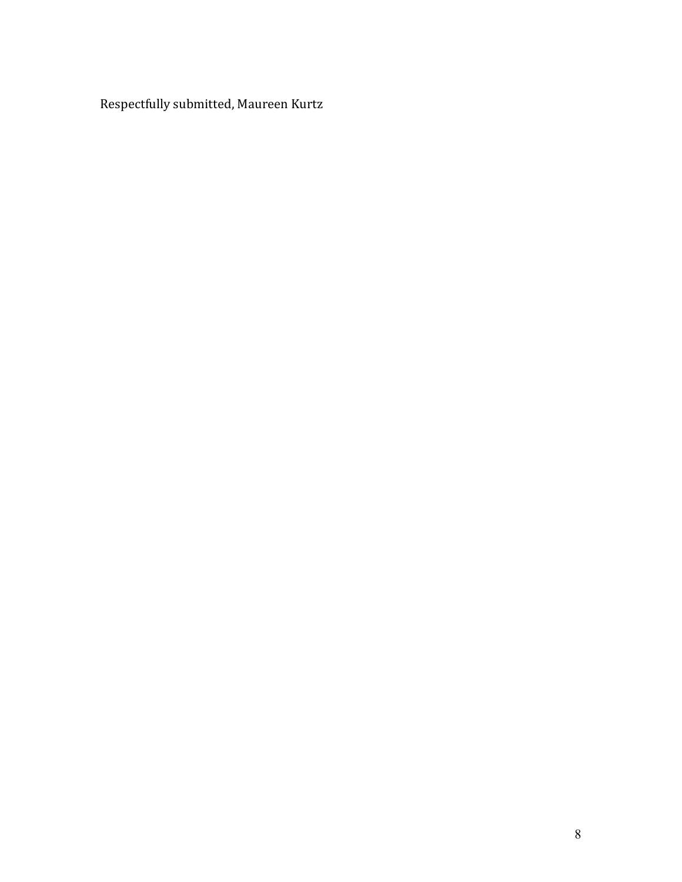Respectfully submitted, Maureen Kurtz